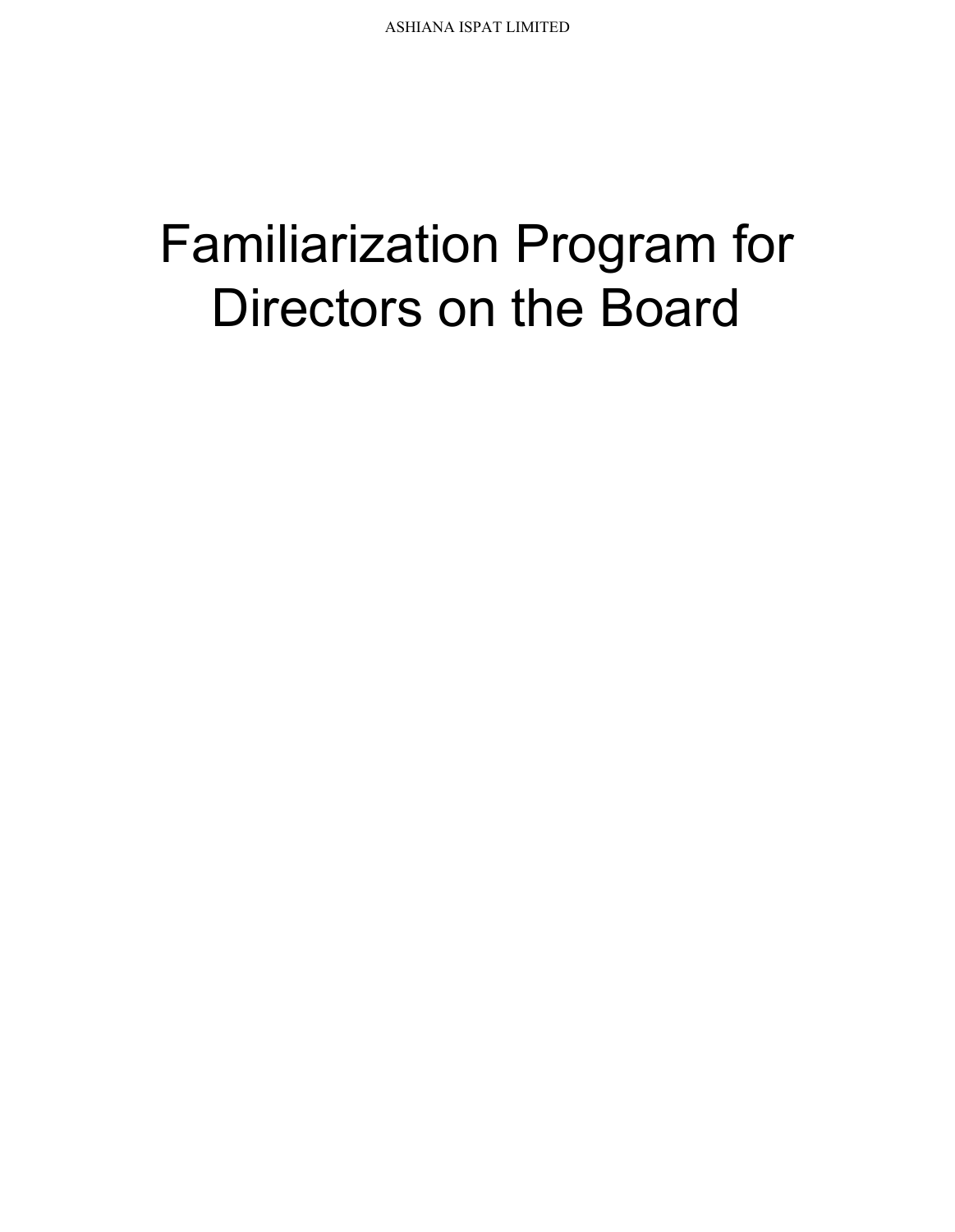# Familiarization Program for Directors on the Board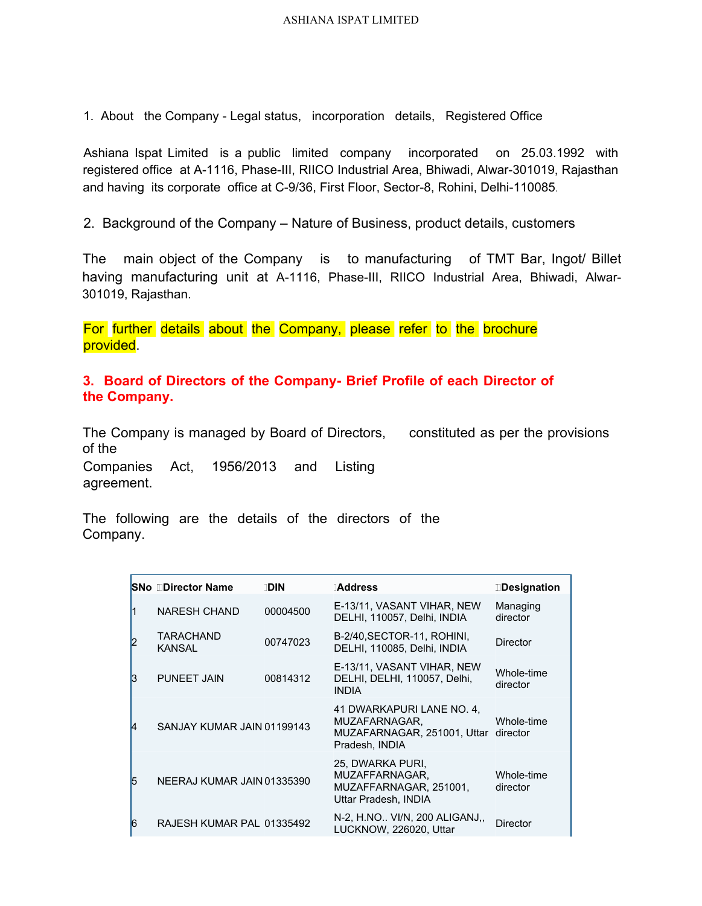1. About the Company - Legal status, incorporation details, Registered Office

Ashiana Ispat Limited is a public limited company incorporated on 25.03.1992 with registered office at A-1116, Phase-III, RIICO Industrial Area, Bhiwadi, Alwar-301019, Rajasthan and having its corporate office at C-9/36, First Floor, Sector-8, Rohini, Delhi-110085.

2. Background of the Company – Nature of Business, product details, customers

The main object of the Company is to manufacturing of TMT Bar, Ingot/ Billet having manufacturing unit at A-1116, Phase-III, RIICO Industrial Area, Bhiwadi, Alwar-301019, Rajasthan.

For further details about the Company, please refer to the brochure provided.

**3. Board of Directors of the Company- Brief Profile of each Director of the Company.**

The Company is managed by Board of Directors, constituted as per the provisions of the Companies Act, 1956/2013 and Listing agreement.

The following are the details of the directors of the Company.

| SNo | Director Name | DIN | Address | Designation |
|---|---|---|---|---|
| 1 | NARESH CHAND | 00004500 | E-13/11, VASANT VIHAR, NEW DELHI, 110057, Delhi, INDIA | Managing director |
| 2 | TARACHAND KANSAL | 00747023 | B-2/40,SECTOR-11, ROHINI, DELHI, 110085, Delhi, INDIA | Director |
| 3 | PUNEET JAIN | 00814312 | E-13/11, VASANT VIHAR, NEW DELHI, DELHI, 110057, Delhi, INDIA | Whole-time director |
| 4 | SANJAY KUMAR JAIN | 01199143 | 41 DWARKAPURI LANE NO. 4, MUZAFARNAGAR, MUZAFARNAGAR, 251001, Uttar Pradesh, INDIA | Whole-time director |
| 5 | NEERAJ KUMAR JAIN | 01335390 | 25, DWARKA PURI, MUZAFFARNAGAR, MUZAFFARNAGAR, 251001, Uttar Pradesh, INDIA | Whole-time director |
| 6 | RAJESH KUMAR PAL | 01335492 | N-2, H.NO.. VI/N, 200 ALIGANJ,, LUCKNOW, 226020, Uttar | Director |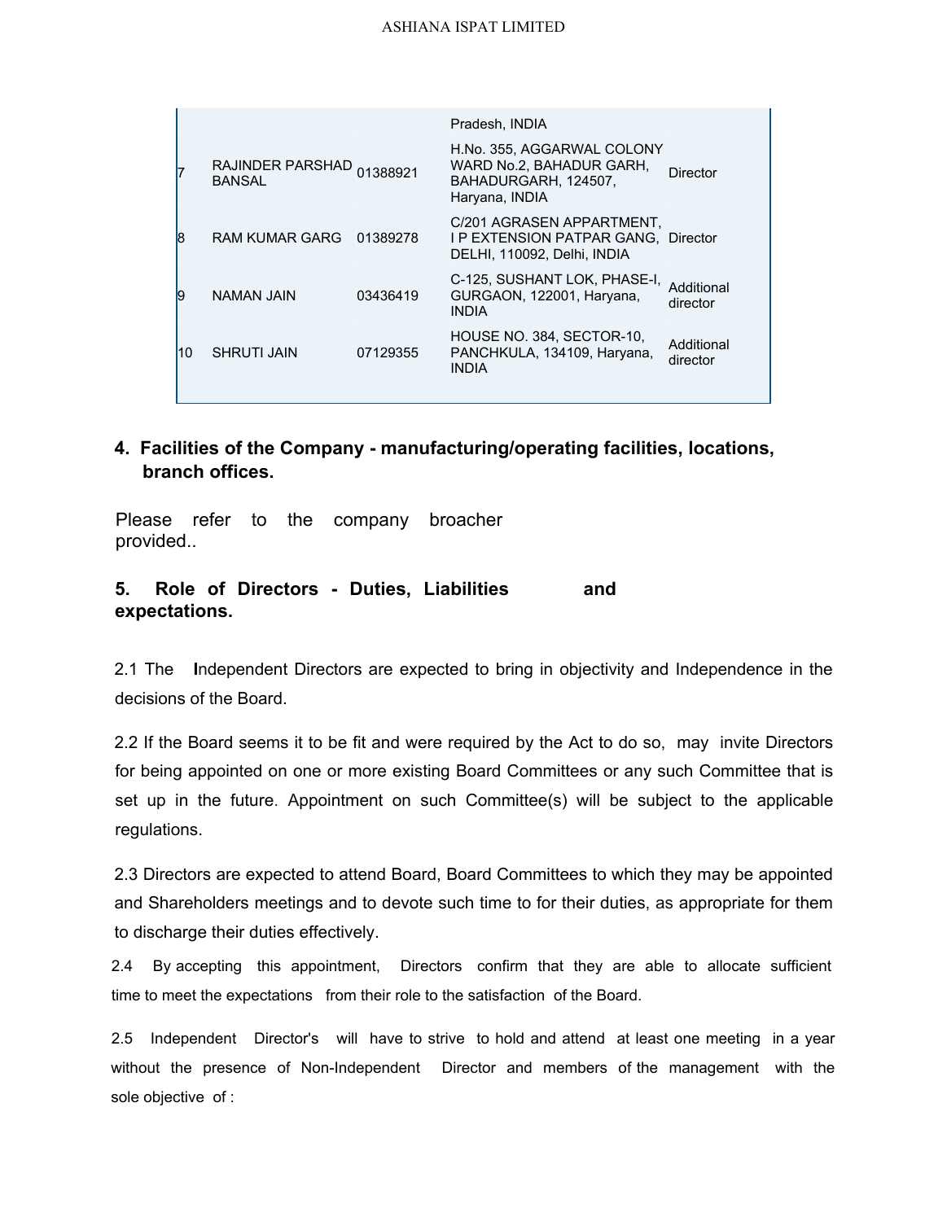| | | | | |
|---|---|---|---|---|
| | | | Pradesh, INDIA | |
| 7 | RAJINDER PARSHAD BANSAL | 01388921 | H.No. 355, AGGARWAL COLONY WARD No.2, BAHADUR GARH, BAHADURGARH, 124507, Haryana, INDIA | Director |
| 8 | RAM KUMAR GARG | 01389278 | C/201 AGRASEN APPARTMENT, I P EXTENSION PATPAR GANG, DELHI, 110092, Delhi, INDIA | Director |
| 9 | NAMAN JAIN | 03436419 | C-125, SUSHANT LOK, PHASE-I, GURGAON, 122001, Haryana, INDIA | Additional director |
| 10 | SHRUTI JAIN | 07129355 | HOUSE NO. 384, SECTOR-10, PANCHKULA, 134109, Haryana, INDIA | Additional director |

## 4. Facilities of the Company - manufacturing/operating facilities, locations, branch offices.

Please refer to the company broacher provided..

## 5. Role of Directors - Duties, Liabilities and expectations.

2.1 The Independent Directors are expected to bring in objectivity and Independence in the decisions of the Board.

2.2 If the Board seems it to be fit and were required by the Act to do so, may invite Directors for being appointed on one or more existing Board Committees or any such Committee that is set up in the future. Appointment on such Committee(s) will be subject to the applicable regulations.

2.3 Directors are expected to attend Board, Board Committees to which they may be appointed and Shareholders meetings and to devote such time to for their duties, as appropriate for them to discharge their duties effectively.

2.4 By accepting this appointment, Directors confirm that they are able to allocate sufficient time to meet the expectations from their role to the satisfaction of the Board.

2.5 Independent Director's will have to strive to hold and attend at least one meeting in a year without the presence of Non-Independent Director and members of the management with the sole objective of :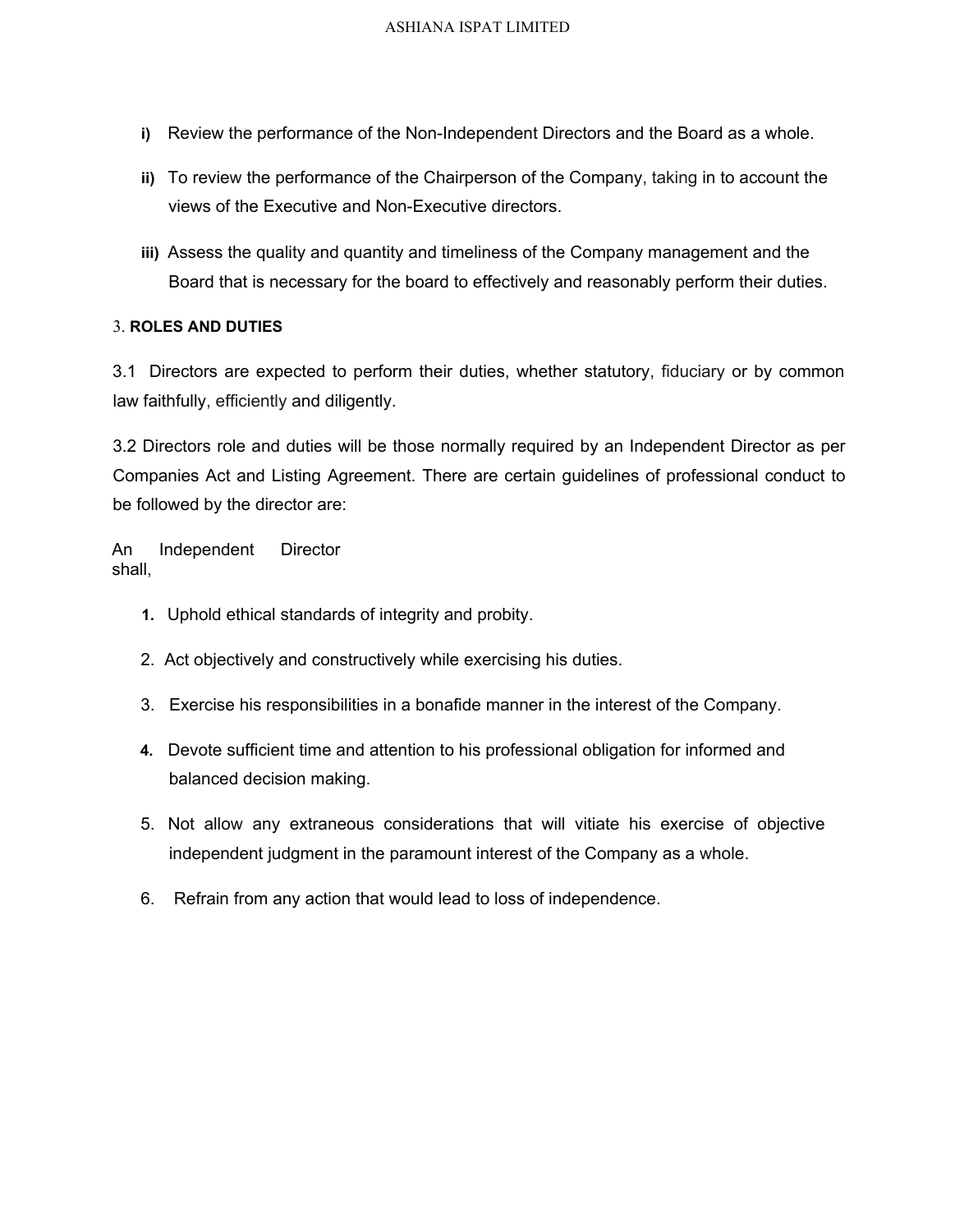i) Review the performance of the Non-Independent Directors and the Board as a whole.

ii) To review the performance of the Chairperson of the Company, taking in to account the views of the Executive and Non-Executive directors.

iii) Assess the quality and quantity and timeliness of the Company management and the Board that is necessary for the board to effectively and reasonably perform their duties.

3. **ROLES AND DUTIES**

3.1 Directors are expected to perform their duties, whether statutory, fiduciary or by common law faithfully, efficiently and diligently.

3.2 Directors role and duties will be those normally required by an Independent Director as per Companies Act and Listing Agreement. There are certain guidelines of professional conduct to be followed by the director are:

An Independent Director shall,

1. Uphold ethical standards of integrity and probity.
2. Act objectively and constructively while exercising his duties.
3. Exercise his responsibilities in a bonafide manner in the interest of the Company.
4. Devote sufficient time and attention to his professional obligation for informed and balanced decision making.
5. Not allow any extraneous considerations that will vitiate his exercise of objective independent judgment in the paramount interest of the Company as a whole.
6. Refrain from any action that would lead to loss of independence.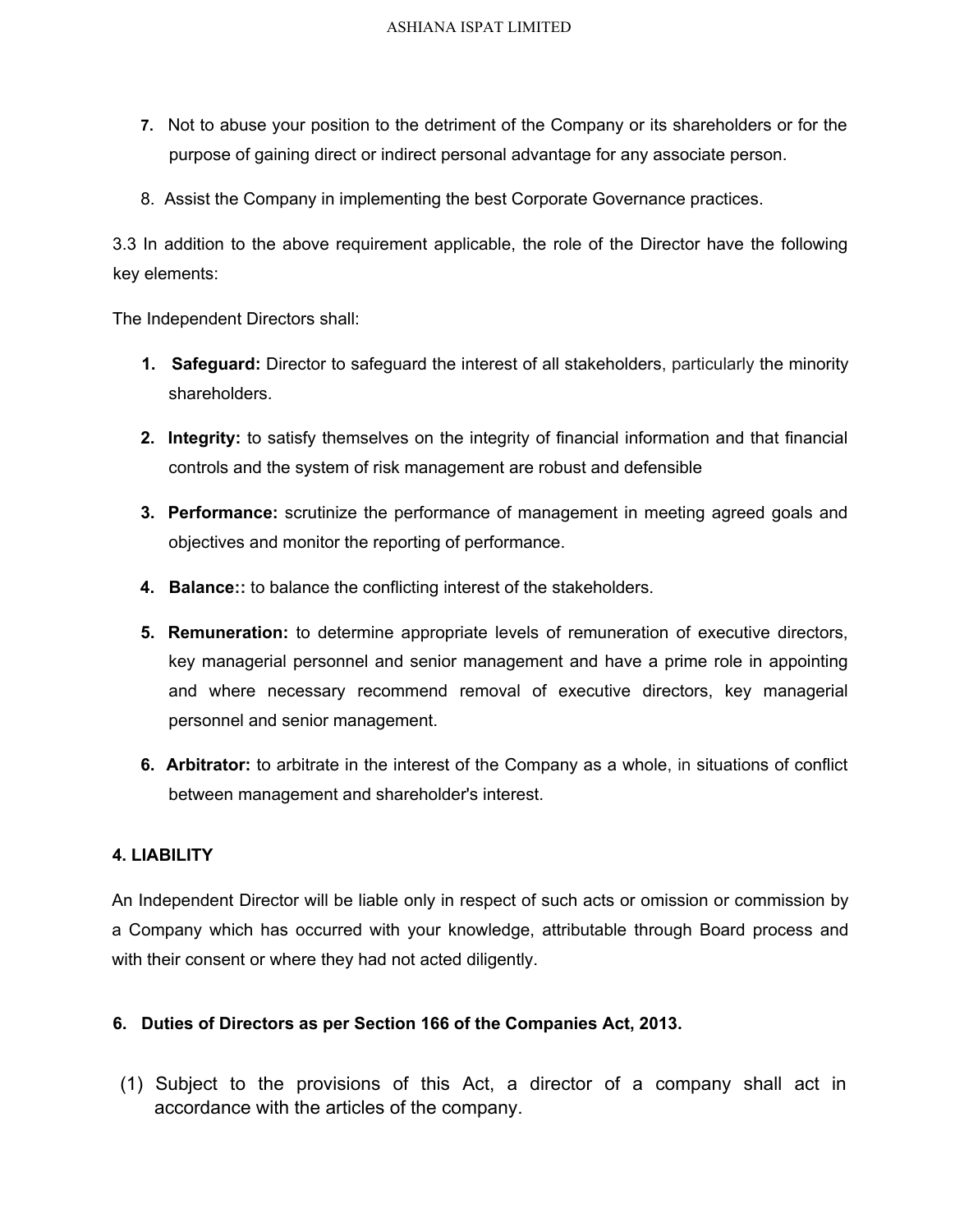7. Not to abuse your position to the detriment of the Company or its shareholders or for the purpose of gaining direct or indirect personal advantage for any associate person.

8. Assist the Company in implementing the best Corporate Governance practices.

3.3 In addition to the above requirement applicable, the role of the Director have the following key elements:

The Independent Directors shall:

1. **Safeguard:** Director to safeguard the interest of all stakeholders, particularly the minority shareholders.

2. **Integrity:** to satisfy themselves on the integrity of financial information and that financial controls and the system of risk management are robust and defensible

3. **Performance:** scrutinize the performance of management in meeting agreed goals and objectives and monitor the reporting of performance.

4. **Balance::** to balance the conflicting interest of the stakeholders.

5. **Remuneration:** to determine appropriate levels of remuneration of executive directors, key managerial personnel and senior management and have a prime role in appointing and where necessary recommend removal of executive directors, key managerial personnel and senior management.

6. **Arbitrator:** to arbitrate in the interest of the Company as a whole, in situations of conflict between management and shareholder's interest.

**4. LIABILITY**

An Independent Director will be liable only in respect of such acts or omission or commission by a Company which has occurred with your knowledge, attributable through Board process and with their consent or where they had not acted diligently.

**6. Duties of Directors as per Section 166 of the Companies Act, 2013.**

(1) Subject to the provisions of this Act, a director of a company shall act in accordance with the articles of the company.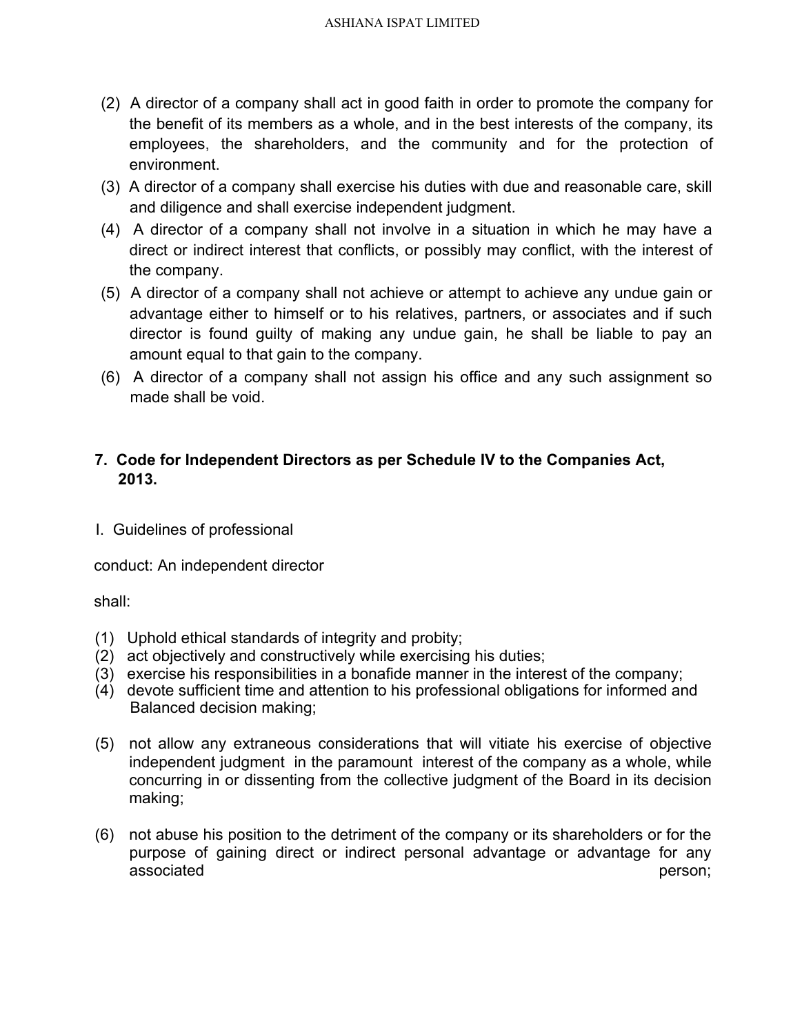(2) A director of a company shall act in good faith in order to promote the company for the benefit of its members as a whole, and in the best interests of the company, its employees, the shareholders, and the community and for the protection of environment.

(3) A director of a company shall exercise his duties with due and reasonable care, skill and diligence and shall exercise independent judgment.

(4) A director of a company shall not involve in a situation in which he may have a direct or indirect interest that conflicts, or possibly may conflict, with the interest of the company.

(5) A director of a company shall not achieve or attempt to achieve any undue gain or advantage either to himself or to his relatives, partners, or associates and if such director is found guilty of making any undue gain, he shall be liable to pay an amount equal to that gain to the company.

(6) A director of a company shall not assign his office and any such assignment so made shall be void.

## 7. Code for Independent Directors as per Schedule IV to the Companies Act, 2013.

I. Guidelines of professional

conduct: An independent director

shall:

(1) Uphold ethical standards of integrity and probity;
(2) act objectively and constructively while exercising his duties;
(3) exercise his responsibilities in a bonafide manner in the interest of the company;
(4) devote sufficient time and attention to his professional obligations for informed and Balanced decision making;

(5) not allow any extraneous considerations that will vitiate his exercise of objective independent judgment in the paramount interest of the company as a whole, while concurring in or dissenting from the collective judgment of the Board in its decision making;

(6) not abuse his position to the detriment of the company or its shareholders or for the purpose of gaining direct or indirect personal advantage or advantage for any associated person;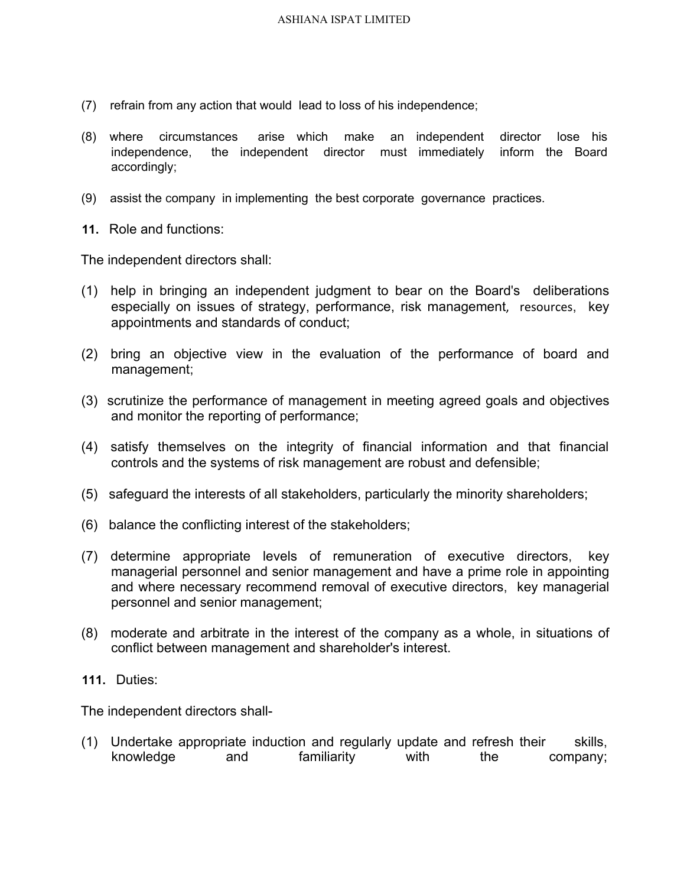(7) refrain from any action that would lead to loss of his independence;

(8) where circumstances arise which make an independent director lose his independence, the independent director must immediately inform the Board accordingly;

(9) assist the company in implementing the best corporate governance practices.

**11.** Role and functions:

The independent directors shall:

(1) help in bringing an independent judgment to bear on the Board's deliberations especially on issues of strategy, performance, risk management, resources, key appointments and standards of conduct;

(2) bring an objective view in the evaluation of the performance of board and management;

(3) scrutinize the performance of management in meeting agreed goals and objectives and monitor the reporting of performance;

(4) satisfy themselves on the integrity of financial information and that financial controls and the systems of risk management are robust and defensible;

(5) safeguard the interests of all stakeholders, particularly the minority shareholders;

(6) balance the conflicting interest of the stakeholders;

(7) determine appropriate levels of remuneration of executive directors, key managerial personnel and senior management and have a prime role in appointing and where necessary recommend removal of executive directors, key managerial personnel and senior management;

(8) moderate and arbitrate in the interest of the company as a whole, in situations of conflict between management and shareholder's interest.

**111.** Duties:

The independent directors shall-

(1) Undertake appropriate induction and regularly update and refresh their skills, knowledge and familiarity with the company;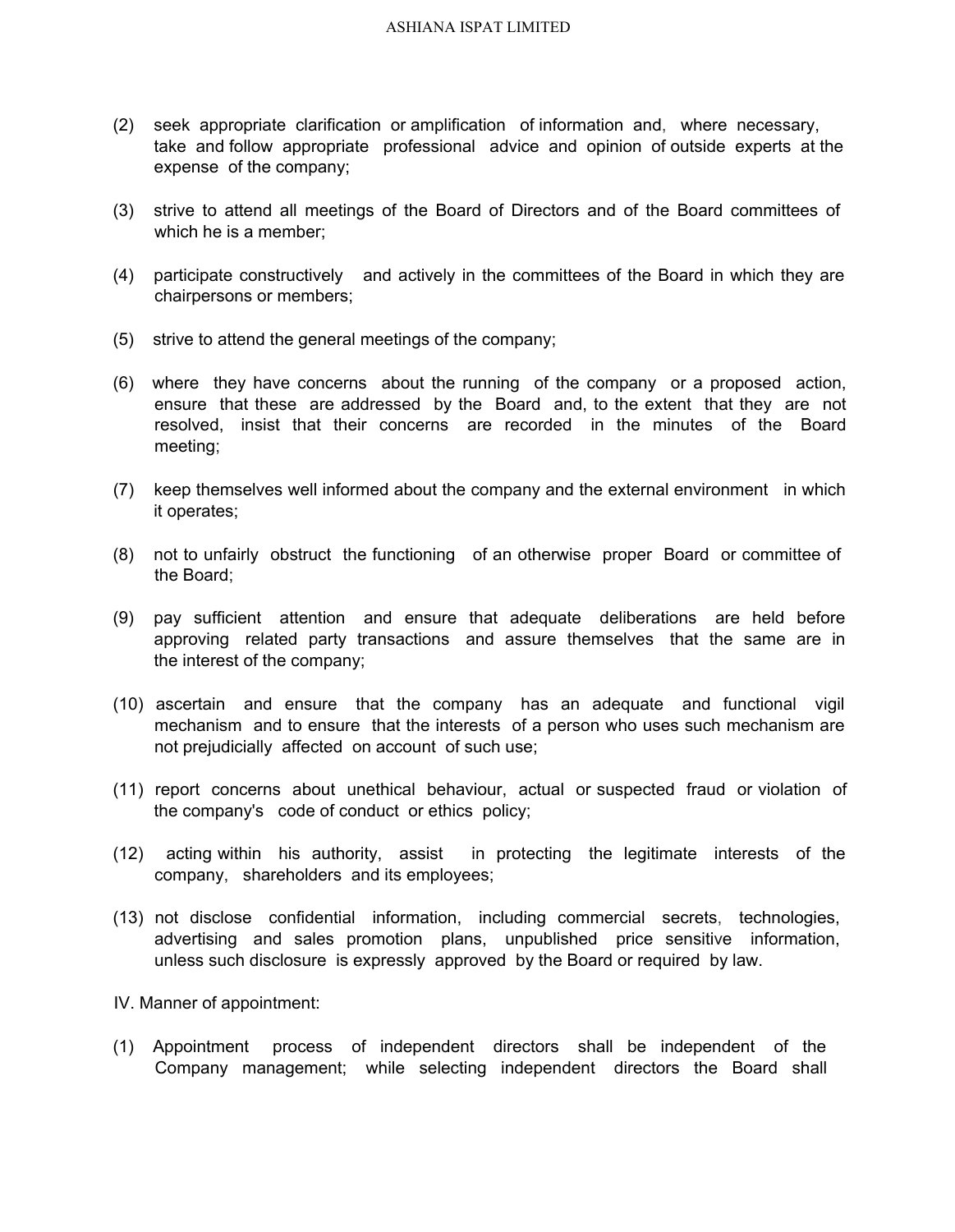(2) seek appropriate clarification or amplification of information and, where necessary, take and follow appropriate professional advice and opinion of outside experts at the expense of the company;

(3) strive to attend all meetings of the Board of Directors and of the Board committees of which he is a member;

(4) participate constructively and actively in the committees of the Board in which they are chairpersons or members;

(5) strive to attend the general meetings of the company;

(6) where they have concerns about the running of the company or a proposed action, ensure that these are addressed by the Board and, to the extent that they are not resolved, insist that their concerns are recorded in the minutes of the Board meeting;

(7) keep themselves well informed about the company and the external environment in which it operates;

(8) not to unfairly obstruct the functioning of an otherwise proper Board or committee of the Board;

(9) pay sufficient attention and ensure that adequate deliberations are held before approving related party transactions and assure themselves that the same are in the interest of the company;

(10) ascertain and ensure that the company has an adequate and functional vigil mechanism and to ensure that the interests of a person who uses such mechanism are not prejudicially affected on account of such use;

(11) report concerns about unethical behaviour, actual or suspected fraud or violation of the company's code of conduct or ethics policy;

(12) acting within his authority, assist in protecting the legitimate interests of the company, shareholders and its employees;

(13) not disclose confidential information, including commercial secrets, technologies, advertising and sales promotion plans, unpublished price sensitive information, unless such disclosure is expressly approved by the Board or required by law.

IV. Manner of appointment:

(1) Appointment process of independent directors shall be independent of the Company management; while selecting independent directors the Board shall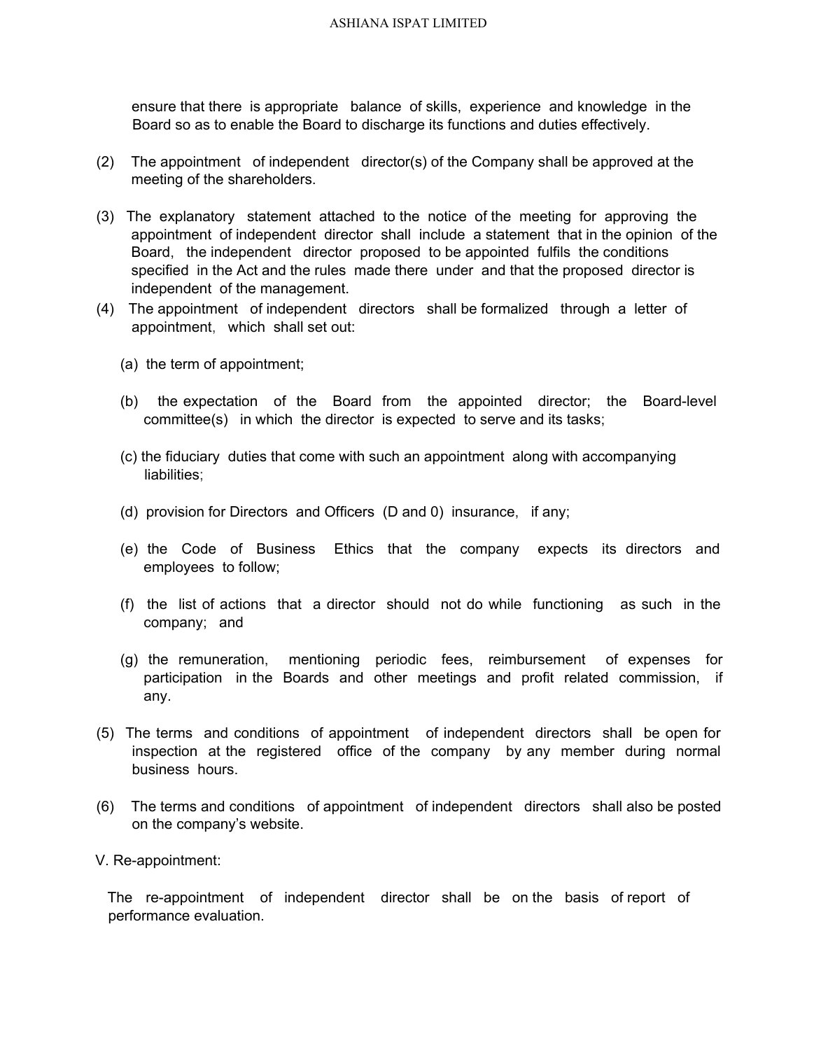ensure that there is appropriate balance of skills, experience and knowledge in the Board so as to enable the Board to discharge its functions and duties effectively.

(2) The appointment of independent director(s) of the Company shall be approved at the meeting of the shareholders.

(3) The explanatory statement attached to the notice of the meeting for approving the appointment of independent director shall include a statement that in the opinion of the Board, the independent director proposed to be appointed fulfils the conditions specified in the Act and the rules made there under and that the proposed director is independent of the management.

(4) The appointment of independent directors shall be formalized through a letter of appointment, which shall set out:

(a) the term of appointment;

(b) the expectation of the Board from the appointed director; the Board-level committee(s) in which the director is expected to serve and its tasks;

(c) the fiduciary duties that come with such an appointment along with accompanying liabilities;

(d) provision for Directors and Officers (D and 0) insurance, if any;

(e) the Code of Business Ethics that the company expects its directors and employees to follow;

(f) the list of actions that a director should not do while functioning as such in the company; and

(g) the remuneration, mentioning periodic fees, reimbursement of expenses for participation in the Boards and other meetings and profit related commission, if any.

(5) The terms and conditions of appointment of independent directors shall be open for inspection at the registered office of the company by any member during normal business hours.

(6) The terms and conditions of appointment of independent directors shall also be posted on the company's website.

V. Re-appointment:

The re-appointment of independent director shall be on the basis of report of performance evaluation.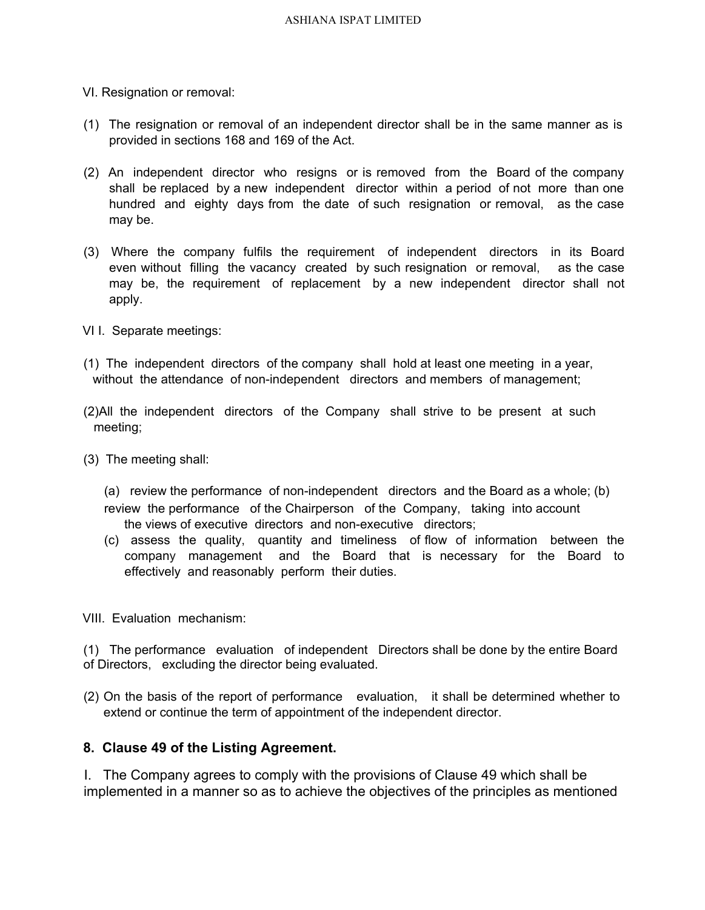VI. Resignation or removal:

(1) The resignation or removal of an independent director shall be in the same manner as is provided in sections 168 and 169 of the Act.

(2) An independent director who resigns or is removed from the Board of the company shall be replaced by a new independent director within a period of not more than one hundred and eighty days from the date of such resignation or removal, as the case may be.

(3) Where the company fulfils the requirement of independent directors in its Board even without filling the vacancy created by such resignation or removal, as the case may be, the requirement of replacement by a new independent director shall not apply.

VI I. Separate meetings:

(1) The independent directors of the company shall hold at least one meeting in a year, without the attendance of non-independent directors and members of management;

(2)All the independent directors of the Company shall strive to be present at such meeting;

(3) The meeting shall:

(a) review the performance of non-independent directors and the Board as a whole; (b) review the performance of the Chairperson of the Company, taking into account the views of executive directors and non-executive directors;

(c) assess the quality, quantity and timeliness of flow of information between the company management and the Board that is necessary for the Board to effectively and reasonably perform their duties.

VIII. Evaluation mechanism:

(1) The performance evaluation of independent Directors shall be done by the entire Board of Directors, excluding the director being evaluated.

(2) On the basis of the report of performance evaluation, it shall be determined whether to extend or continue the term of appointment of the independent director.

## 8. Clause 49 of the Listing Agreement.

I. The Company agrees to comply with the provisions of Clause 49 which shall be implemented in a manner so as to achieve the objectives of the principles as mentioned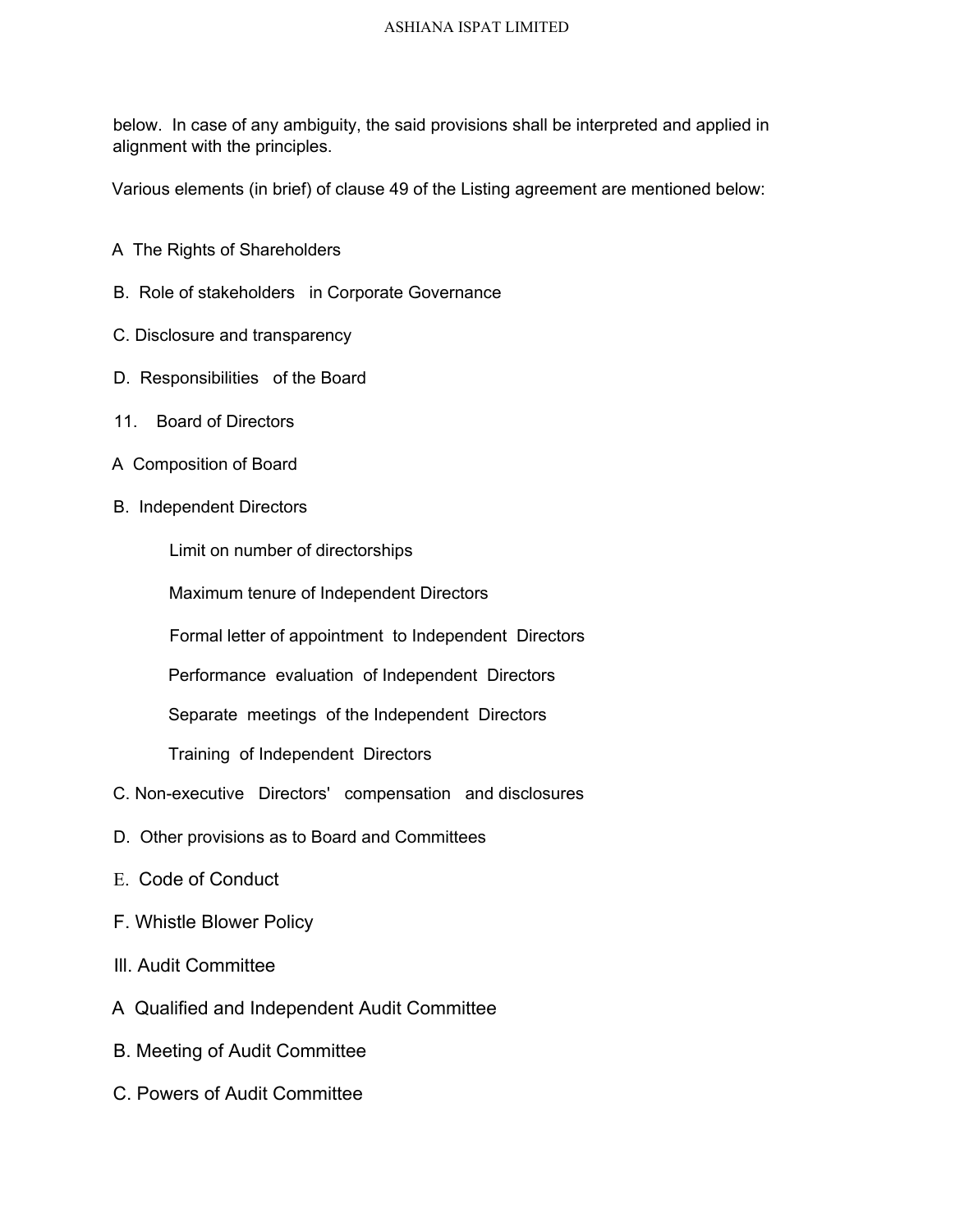below. In case of any ambiguity, the said provisions shall be interpreted and applied in alignment with the principles.

Various elements (in brief) of clause 49 of the Listing agreement are mentioned below:

A The Rights of Shareholders

B. Role of stakeholders in Corporate Governance

C. Disclosure and transparency

D. Responsibilities of the Board

11. Board of Directors

A Composition of Board

B. Independent Directors

- Limit on number of directorships
- Maximum tenure of Independent Directors
- Formal letter of appointment to Independent Directors
- Performance evaluation of Independent Directors
- Separate meetings of the Independent Directors
- Training of Independent Directors

C. Non-executive Directors' compensation and disclosures

D. Other provisions as to Board and Committees

E. Code of Conduct

F. Whistle Blower Policy

III. Audit Committee

A Qualified and Independent Audit Committee

B. Meeting of Audit Committee

C. Powers of Audit Committee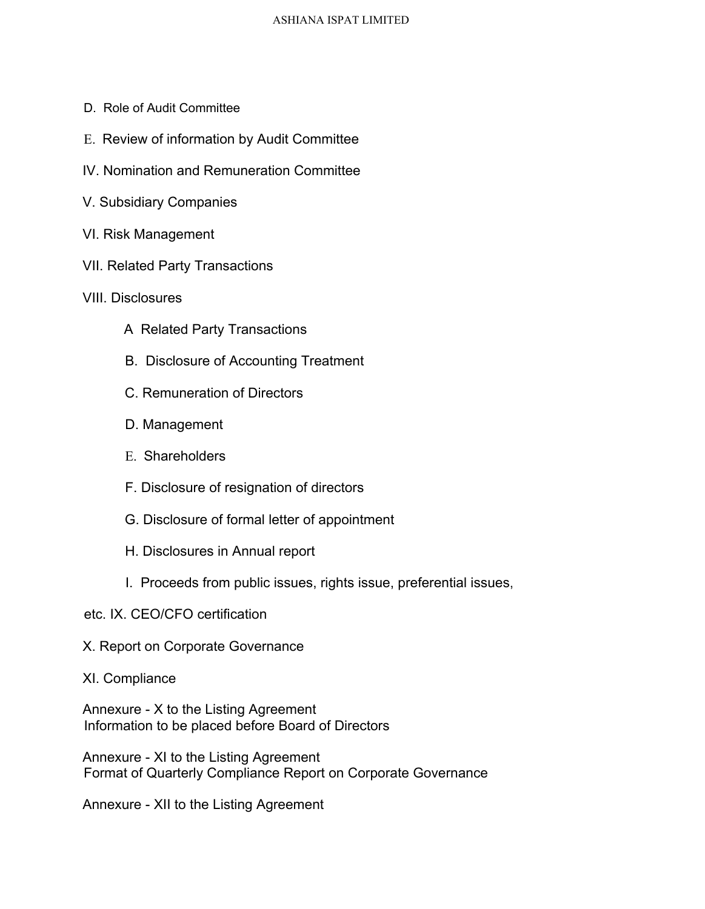D. Role of Audit Committee

E. Review of information by Audit Committee

IV. Nomination and Remuneration Committee

V. Subsidiary Companies

VI. Risk Management

VII. Related Party Transactions

VIII. Disclosures

- A Related Party Transactions
- B. Disclosure of Accounting Treatment
- C. Remuneration of Directors
- D. Management
- E. Shareholders
- F. Disclosure of resignation of directors
- G. Disclosure of formal letter of appointment
- H. Disclosures in Annual report
- I. Proceeds from public issues, rights issue, preferential issues,

etc. IX. CEO/CFO certification

X. Report on Corporate Governance

XI. Compliance

Annexure - X to the Listing Agreement
Information to be placed before Board of Directors

Annexure - XI to the Listing Agreement
Format of Quarterly Compliance Report on Corporate Governance

Annexure - XII to the Listing Agreement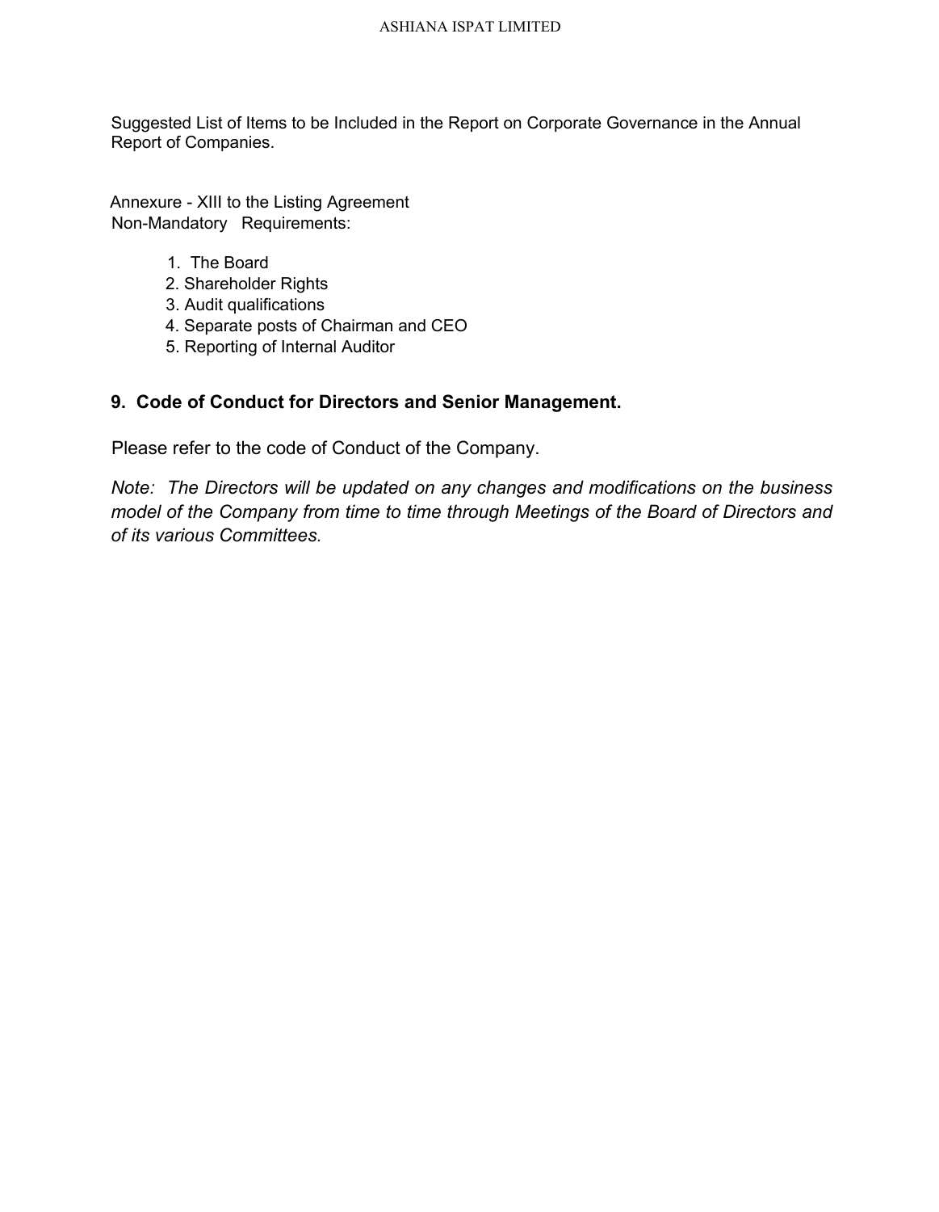Suggested List of Items to be Included in the Report on Corporate Governance in the Annual Report of Companies.

Annexure - XIII to the Listing Agreement
Non-Mandatory Requirements:

1. The Board
2. Shareholder Rights
3. Audit qualifications
4. Separate posts of Chairman and CEO
5. Reporting of Internal Auditor

## 9. Code of Conduct for Directors and Senior Management.

Please refer to the code of Conduct of the Company.

*Note: The Directors will be updated on any changes and modifications on the business model of the Company from time to time through Meetings of the Board of Directors and of its various Committees.*